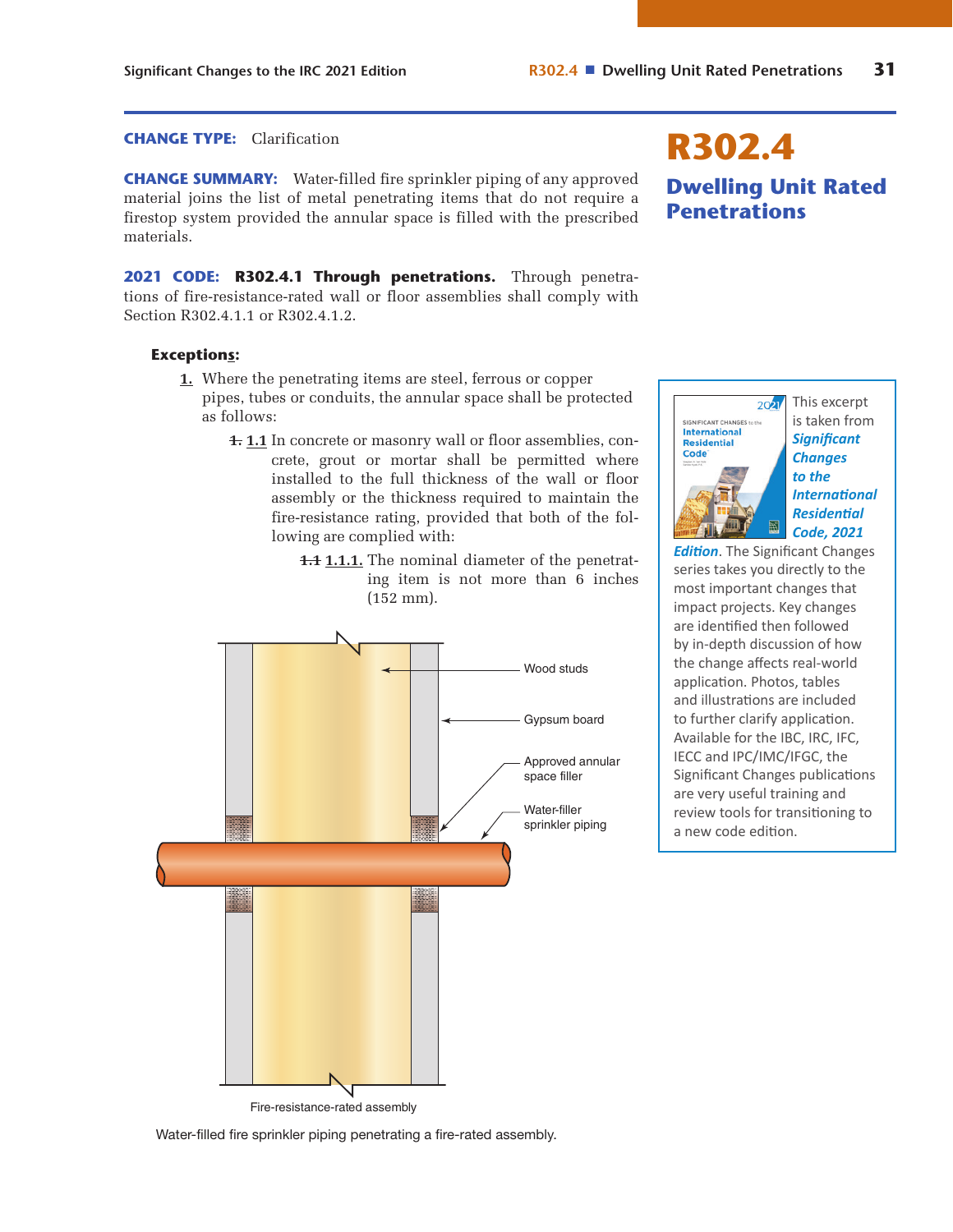# R302.4

## Dwelling Unit Rated Penetrations

**CHANGE TYPE:** Clarification

**CHANGE SUMMARY:** Water-filled fire sprinkler piping of any approved material joins the list of metal penetrating items that do not require a firestop system provided the annular space is filled with the prescribed materials.

**2021 CODE:** **R302.4.1 Through penetrations.** Through penetrations of fire-resistance-rated wall or floor assemblies shall comply with Section R302.4.1.1 or R302.4.1.2.

**Exceptions:**

1. Where the penetrating items are steel, ferrous or copper pipes, tubes or conduits, the annular space shall be protected as follows:

   ~~1.~~ 1.1 In concrete or masonry wall or floor assemblies, concrete, grout or mortar shall be permitted where installed to the full thickness of the wall or floor assembly or the thickness required to maintain the fire-resistance rating, provided that both of the following are complied with:

      ~~1.1~~ 1.1.1. The nominal diameter of the penetrating item is not more than 6 inches (152 mm).

Wood studs

Gypsum board

Approved annular space filler

Water-filler sprinkler piping

Fire-resistance-rated assembly

Water-filled fire sprinkler piping penetrating a fire-rated assembly.

This excerpt is taken from *Significant Changes to the International Residential Code, 2021 Edition*. The Significant Changes series takes you directly to the most important changes that impact projects. Key changes are identified then followed by in-depth discussion of how the change affects real-world application. Photos, tables and illustrations are included to further clarify application. Available for the IBC, IRC, IFC, IECC and IPC/IMC/IFGC, the Significant Changes publications are very useful training and review tools for transitioning to a new code edition.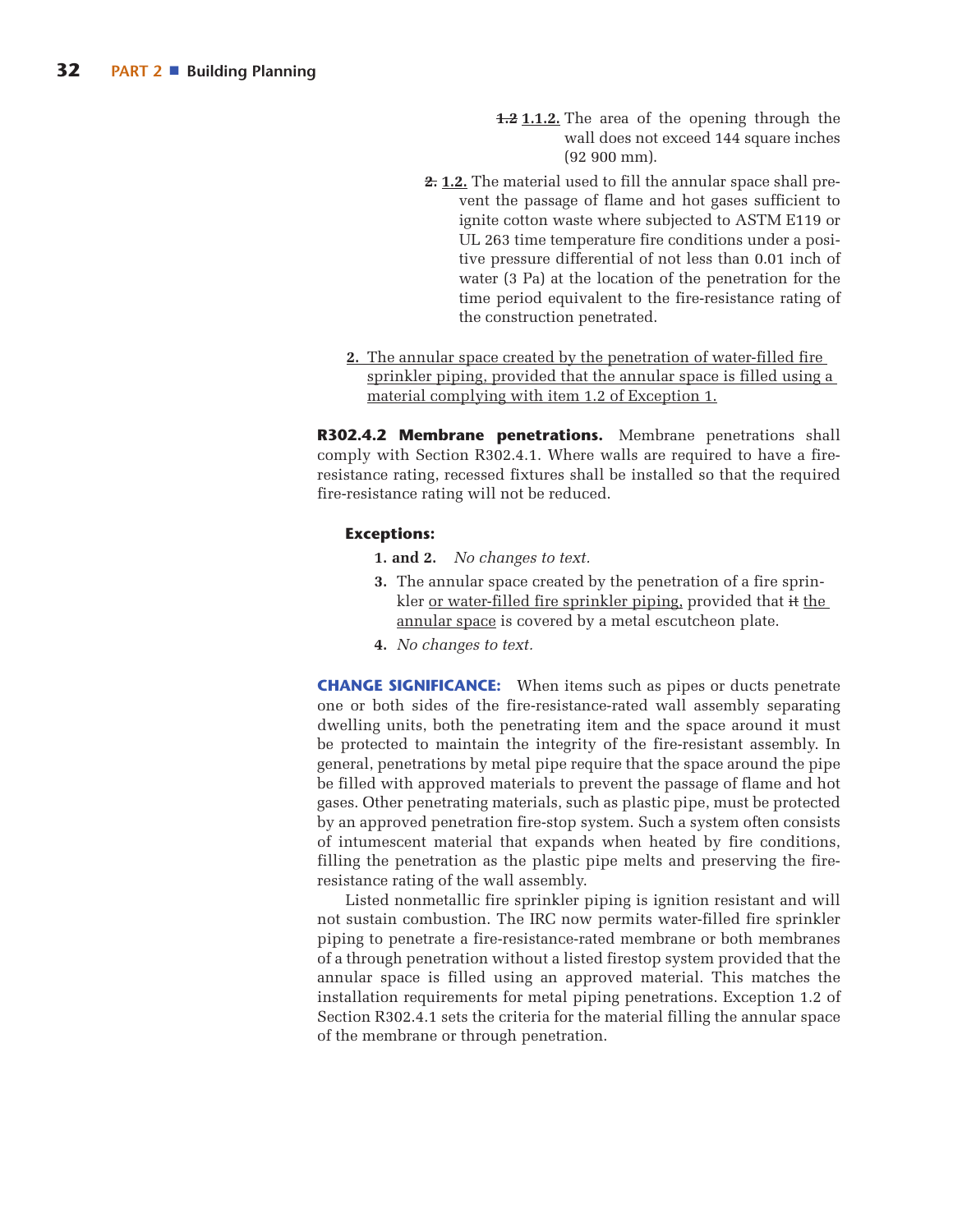~~1.2~~ <u>1.1.2.</u> The area of the opening through the wall does not exceed 144 square inches (92 900 mm).

~~2.~~ <u>1.2.</u> The material used to fill the annular space shall prevent the passage of flame and hot gases sufficient to ignite cotton waste where subjected to ASTM E119 or UL 263 time temperature fire conditions under a positive pressure differential of not less than 0.01 inch of water (3 Pa) at the location of the penetration for the time period equivalent to the fire-resistance rating of the construction penetrated.

<u>**2.** The annular space created by the penetration of water-filled fire sprinkler piping, provided that the annular space is filled using a material complying with item 1.2 of Exception 1.</u>

**R302.4.2 Membrane penetrations.** Membrane penetrations shall comply with Section R302.4.1. Where walls are required to have a fire-resistance rating, recessed fixtures shall be installed so that the required fire-resistance rating will not be reduced.

**Exceptions:**

**1. and 2.** *No changes to text.*

**3.** The annular space created by the penetration of a fire sprinkler <u>or water-filled fire sprinkler piping,</u> provided that ~~it~~ <u>the annular space</u> is covered by a metal escutcheon plate.

**4.** *No changes to text.*

**CHANGE SIGNIFICANCE:** When items such as pipes or ducts penetrate one or both sides of the fire-resistance-rated wall assembly separating dwelling units, both the penetrating item and the space around it must be protected to maintain the integrity of the fire-resistant assembly. In general, penetrations by metal pipe require that the space around the pipe be filled with approved materials to prevent the passage of flame and hot gases. Other penetrating materials, such as plastic pipe, must be protected by an approved penetration fire-stop system. Such a system often consists of intumescent material that expands when heated by fire conditions, filling the penetration as the plastic pipe melts and preserving the fire-resistance rating of the wall assembly.

Listed nonmetallic fire sprinkler piping is ignition resistant and will not sustain combustion. The IRC now permits water-filled fire sprinkler piping to penetrate a fire-resistance-rated membrane or both membranes of a through penetration without a listed firestop system provided that the annular space is filled using an approved material. This matches the installation requirements for metal piping penetrations. Exception 1.2 of Section R302.4.1 sets the criteria for the material filling the annular space of the membrane or through penetration.